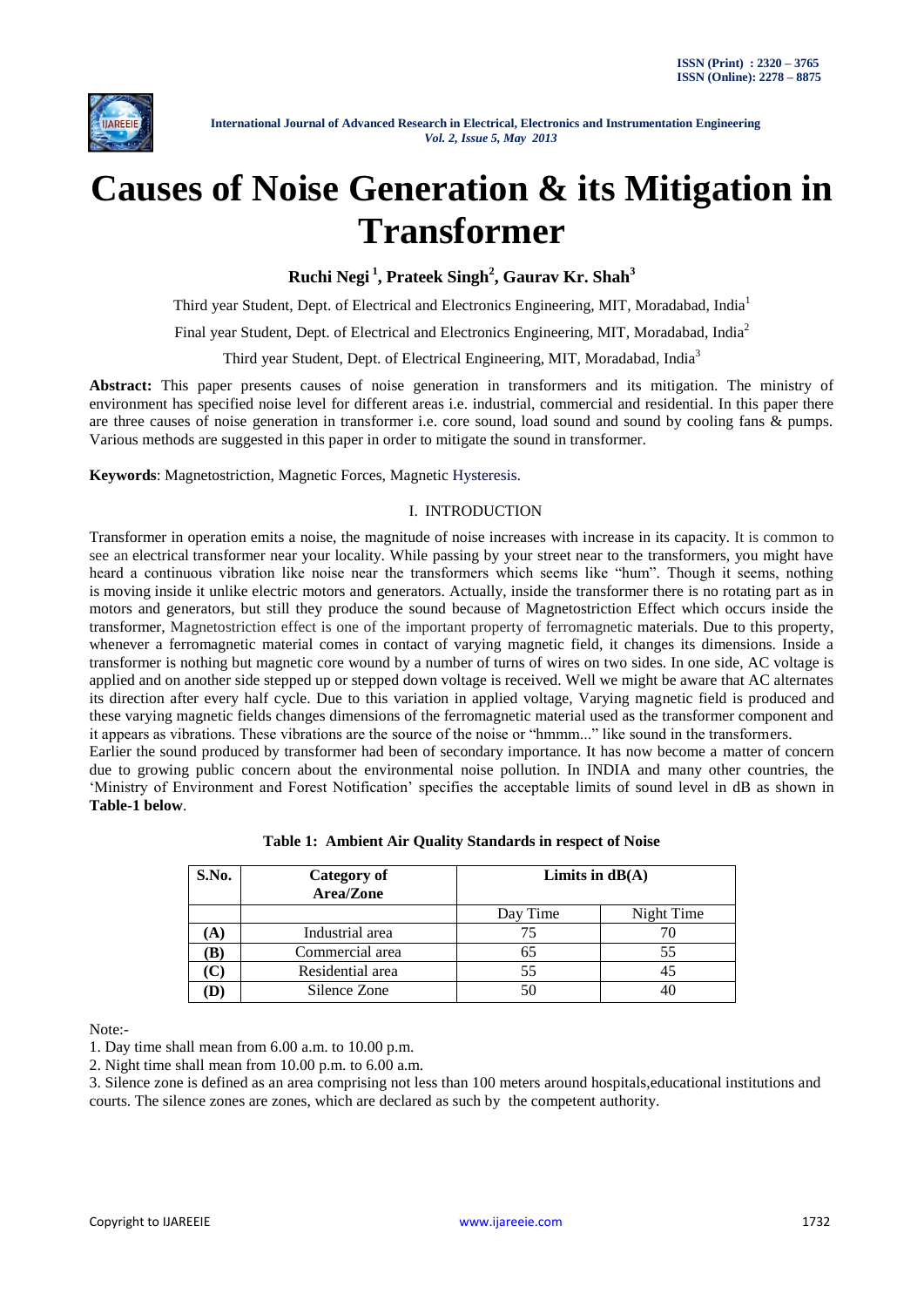# Causes of Noise Generation & its Mitigation in Transformer

**Ruchi Negi [1], Prateek Singh[2], Gaurav Kr. Shah[3]**

Third year Student, Dept. of Electrical and Electronics Engineering, MIT, Moradabad, India[1]

Final year Student, Dept. of Electrical and Electronics Engineering, MIT, Moradabad, India[2]

Third year Student, Dept. of Electrical Engineering, MIT, Moradabad, India[3]

**Abstract:** This paper presents causes of noise generation in transformers and its mitigation. The ministry of environment has specified noise level for different areas i.e. industrial, commercial and residential. In this paper there are three causes of noise generation in transformer i.e. core sound, load sound and sound by cooling fans & pumps. Various methods are suggested in this paper in order to mitigate the sound in transformer.

**Keywords**: Magnetostriction, Magnetic Forces, Magnetic Hysteresis.

## I. INTRODUCTION

Transformer in operation emits a noise, the magnitude of noise increases with increase in its capacity. It is common to see an electrical transformer near your locality. While passing by your street near to the transformers, you might have heard a continuous vibration like noise near the transformers which seems like "hum". Though it seems, nothing is moving inside it unlike electric motors and generators. Actually, inside the transformer there is no rotating part as in motors and generators, but still they produce the sound because of Magnetostriction Effect which occurs inside the transformer, Magnetostriction effect is one of the important property of ferromagnetic materials. Due to this property, whenever a ferromagnetic material comes in contact of varying magnetic field, it changes its dimensions. Inside a transformer is nothing but magnetic core wound by a number of turns of wires on two sides. In one side, AC voltage is applied and on another side stepped up or stepped down voltage is received. Well we might be aware that AC alternates its direction after every half cycle. Due to this variation in applied voltage, Varying magnetic field is produced and these varying magnetic fields changes dimensions of the ferromagnetic material used as the transformer component and it appears as vibrations. These vibrations are the source of the noise or "hmmm..." like sound in the transformers.

Earlier the sound produced by transformer had been of secondary importance. It has now become a matter of concern due to growing public concern about the environmental noise pollution. In INDIA and many other countries, the 'Ministry of Environment and Forest Notification' specifies the acceptable limits of sound level in dB as shown in **Table-1 below**.

**Table 1: Ambient Air Quality Standards in respect of Noise**

| S.No. | Category of Area/Zone | Limits in dB(A) | |
|---|---|---|---|
| | | Day Time | Night Time |
| **(A)** | Industrial area | 75 | 70 |
| **(B)** | Commercial area | 65 | 55 |
| **(C)** | Residential area | 55 | 45 |
| **(D)** | Silence Zone | 50 | 40 |

Note:-

1. Day time shall mean from 6.00 a.m. to 10.00 p.m.
2. Night time shall mean from 10.00 p.m. to 6.00 a.m.
3. Silence zone is defined as an area comprising not less than 100 meters around hospitals,educational institutions and courts. The silence zones are zones, which are declared as such by the competent authority.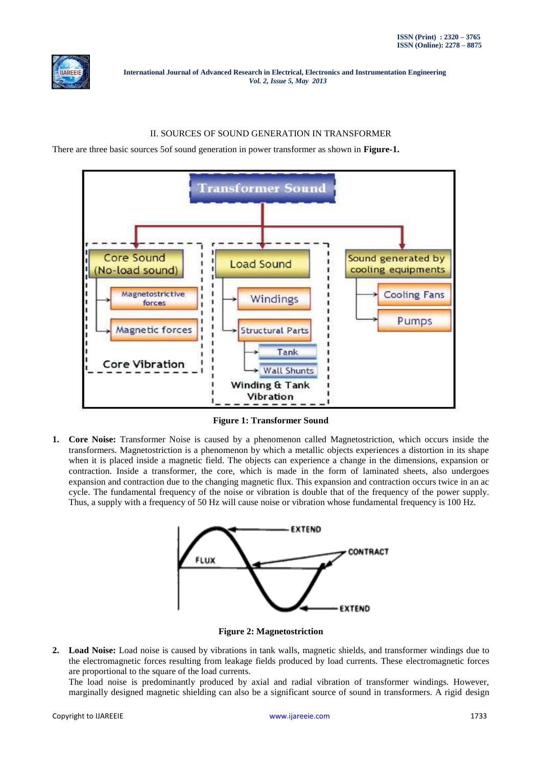## II. SOURCES OF SOUND GENERATION IN TRANSFORMER

There are three basic sources 5of sound generation in power transformer as shown in **Figure-1.**

**Figure 1: Transformer Sound**

1. **Core Noise:** Transformer Noise is caused by a phenomenon called Magnetostriction, which occurs inside the transformers. Magnetostriction is a phenomenon by which a metallic objects experiences a distortion in its shape when it is placed inside a magnetic field. The objects can experience a change in the dimensions, expansion or contraction. Inside a transformer, the core, which is made in the form of laminated sheets, also undergoes expansion and contraction due to the changing magnetic flux. This expansion and contraction occurs twice in an ac cycle. The fundamental frequency of the noise or vibration is double that of the frequency of the power supply. Thus, a supply with a frequency of 50 Hz will cause noise or vibration whose fundamental frequency is 100 Hz.

**Figure 2: Magnetostriction**

2. **Load Noise:** Load noise is caused by vibrations in tank walls, magnetic shields, and transformer windings due to the electromagnetic forces resulting from leakage fields produced by load currents. These electromagnetic forces are proportional to the square of the load currents.
   The load noise is predominantly produced by axial and radial vibration of transformer windings. However, marginally designed magnetic shielding can also be a significant source of sound in transformers. A rigid design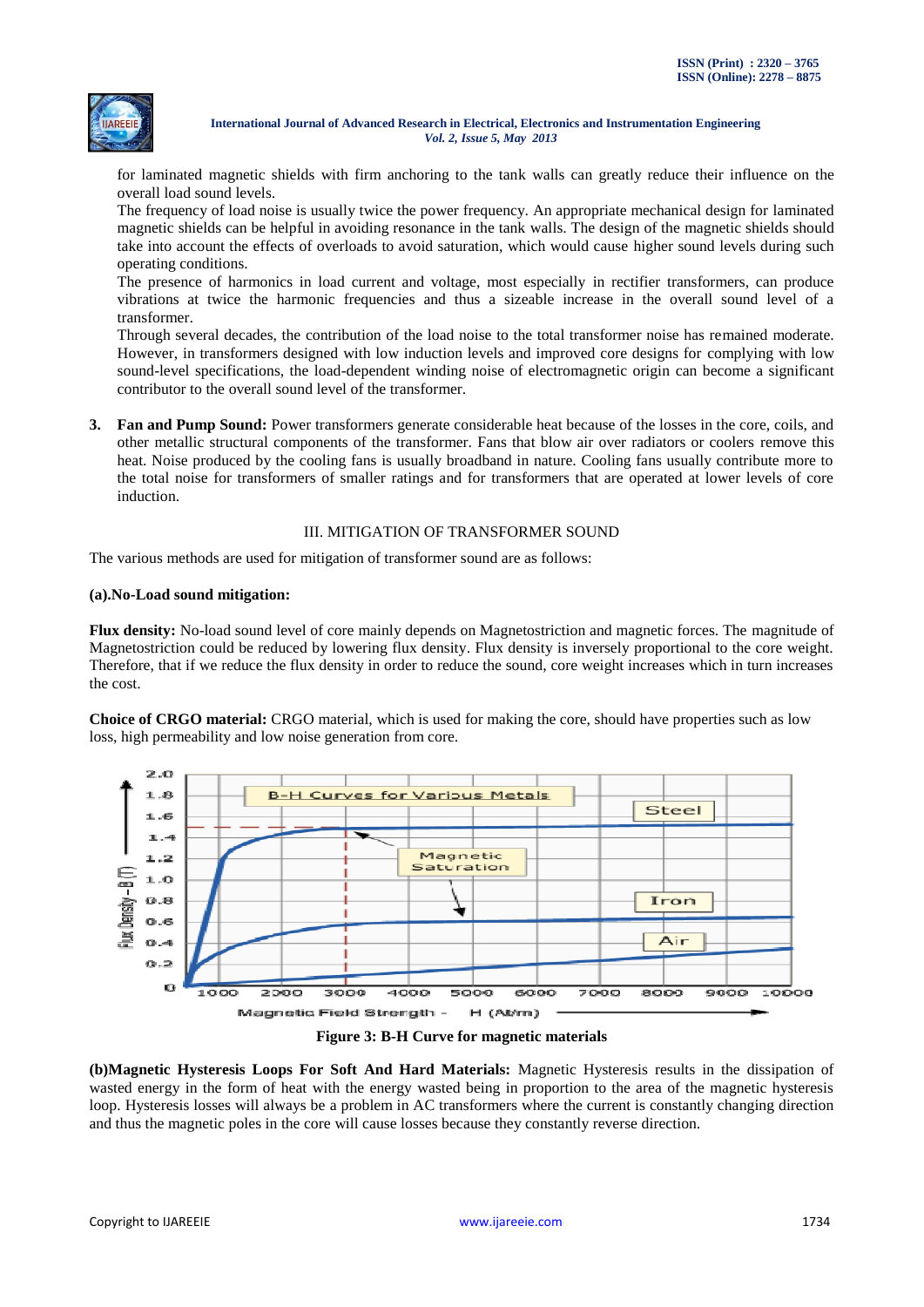for laminated magnetic shields with firm anchoring to the tank walls can greatly reduce their influence on the overall load sound levels.

The frequency of load noise is usually twice the power frequency. An appropriate mechanical design for laminated magnetic shields can be helpful in avoiding resonance in the tank walls. The design of the magnetic shields should take into account the effects of overloads to avoid saturation, which would cause higher sound levels during such operating conditions.

The presence of harmonics in load current and voltage, most especially in rectifier transformers, can produce vibrations at twice the harmonic frequencies and thus a sizeable increase in the overall sound level of a transformer.

Through several decades, the contribution of the load noise to the total transformer noise has remained moderate. However, in transformers designed with low induction levels and improved core designs for complying with low sound-level specifications, the load-dependent winding noise of electromagnetic origin can become a significant contributor to the overall sound level of the transformer.

3. **Fan and Pump Sound:** Power transformers generate considerable heat because of the losses in the core, coils, and other metallic structural components of the transformer. Fans that blow air over radiators or coolers remove this heat. Noise produced by the cooling fans is usually broadband in nature. Cooling fans usually contribute more to the total noise for transformers of smaller ratings and for transformers that are operated at lower levels of core induction.

## III. MITIGATION OF TRANSFORMER SOUND

The various methods are used for mitigation of transformer sound are as follows:

**(a).No-Load sound mitigation:**

**Flux density:** No-load sound level of core mainly depends on Magnetostriction and magnetic forces. The magnitude of Magnetostriction could be reduced by lowering flux density. Flux density is inversely proportional to the core weight. Therefore, that if we reduce the flux density in order to reduce the sound, core weight increases which in turn increases the cost.

**Choice of CRGO material:** CRGO material, which is used for making the core, should have properties such as low loss, high permeability and low noise generation from core.

**Figure 3: B-H Curve for magnetic materials**

**(b)Magnetic Hysteresis Loops For Soft And Hard Materials:** Magnetic Hysteresis results in the dissipation of wasted energy in the form of heat with the energy wasted being in proportion to the area of the magnetic hysteresis loop. Hysteresis losses will always be a problem in AC transformers where the current is constantly changing direction and thus the magnetic poles in the core will cause losses because they constantly reverse direction.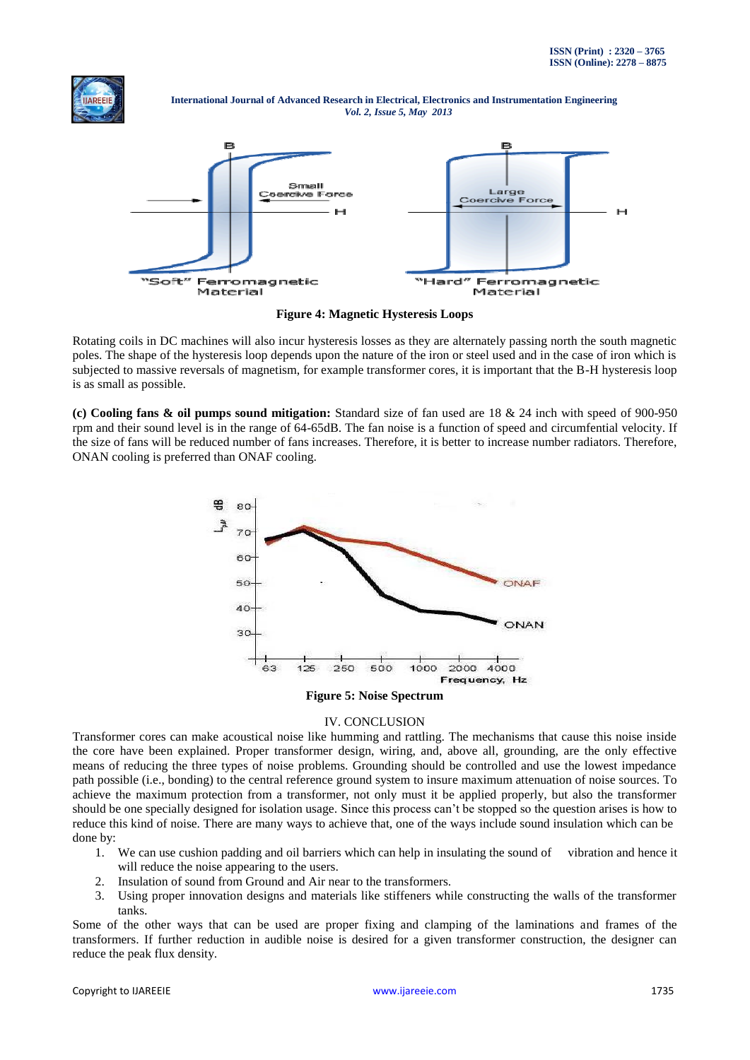Figure 4: Magnetic Hysteresis Loops

Rotating coils in DC machines will also incur hysteresis losses as they are alternately passing north the south magnetic poles. The shape of the hysteresis loop depends upon the nature of the iron or steel used and in the case of iron which is subjected to massive reversals of magnetism, for example transformer cores, it is important that the B-H hysteresis loop is as small as possible.

**(c) Cooling fans & oil pumps sound mitigation:** Standard size of fan used are 18 & 24 inch with speed of 900-950 rpm and their sound level is in the range of 64-65dB. The fan noise is a function of speed and circumfential velocity. If the size of fans will be reduced number of fans increases. Therefore, it is better to increase number radiators. Therefore, ONAN cooling is preferred than ONAF cooling.

Figure 5: Noise Spectrum

## IV. CONCLUSION

Transformer cores can make acoustical noise like humming and rattling. The mechanisms that cause this noise inside the core have been explained. Proper transformer design, wiring, and, above all, grounding, are the only effective means of reducing the three types of noise problems. Grounding should be controlled and use the lowest impedance path possible (i.e., bonding) to the central reference ground system to insure maximum attenuation of noise sources. To achieve the maximum protection from a transformer, not only must it be applied properly, but also the transformer should be one specially designed for isolation usage. Since this process can't be stopped so the question arises is how to reduce this kind of noise. There are many ways to achieve that, one of the ways include sound insulation which can be done by:

1. We can use cushion padding and oil barriers which can help in insulating the sound of vibration and hence it will reduce the noise appearing to the users.
2. Insulation of sound from Ground and Air near to the transformers.
3. Using proper innovation designs and materials like stiffeners while constructing the walls of the transformer tanks.

Some of the other ways that can be used are proper fixing and clamping of the laminations and frames of the transformers. If further reduction in audible noise is desired for a given transformer construction, the designer can reduce the peak flux density.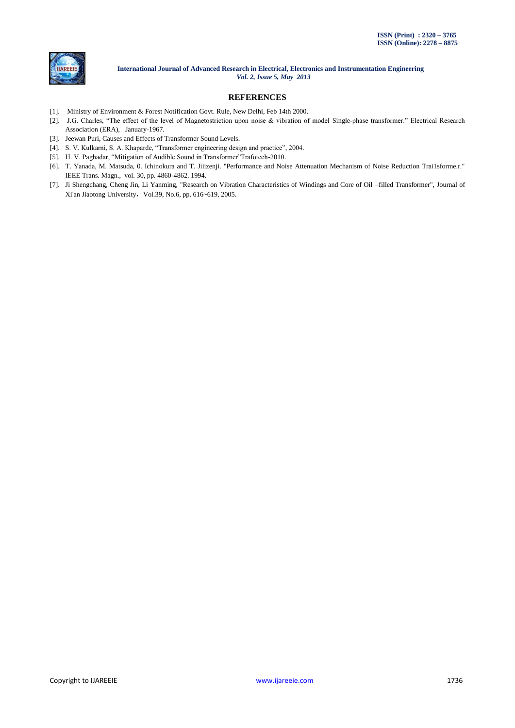## REFERENCES

[1]. Ministry of Environment & Forest Notification Govt. Rule, New Delhi, Feb 14th 2000.

[2]. J.G. Charles, "The effect of the level of Magnetostriction upon noise & vibration of model Single-phase transformer." Electrical Research Association (ERA), January-1967.

[3]. Jeewan Puri, Causes and Effects of Transformer Sound Levels.

[4]. S. V. Kulkarni, S. A. Khaparde, "Transformer engineering design and practice", 2004.

[5]. H. V. Paghadar, "Mitigation of Audible Sound in Transformer"Trafotech-2010.

[6]. T. Yanada, M. Matsuda, 0. Ichinokura and T. Jiiizenji. "Performance and Noise Attenuation Mechanism of Noise Reduction Trai1sforme.r." IEEE Trans. Magn., vol. 30, pp. 4860-4862. 1994.

[7]. Ji Shengchang, Cheng Jin, Li Yanming, "Research on Vibration Characteristics of Windings and Core of Oil –filled Transformer", Journal of Xi'an Jiaotong University, Vol.39, No.6, pp. 616~619, 2005.